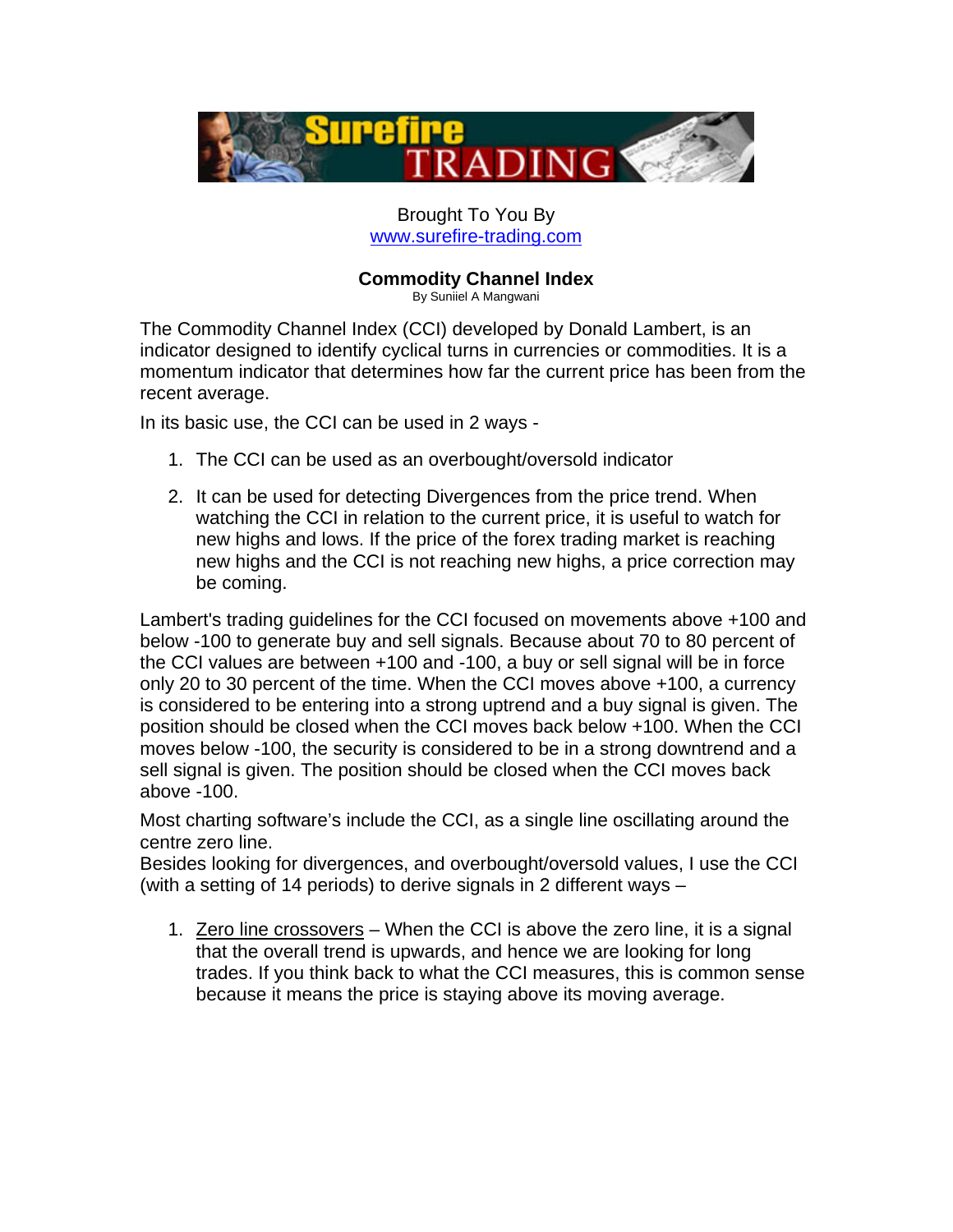Brought To You By
www.surefire-trading.com

# Commodity Channel Index

By Suniiel A Mangwani

The Commodity Channel Index (CCI) developed by Donald Lambert, is an indicator designed to identify cyclical turns in currencies or commodities. It is a momentum indicator that determines how far the current price has been from the recent average.

In its basic use, the CCI can be used in 2 ways -

1. The CCI can be used as an overbought/oversold indicator
2. It can be used for detecting Divergences from the price trend. When watching the CCI in relation to the current price, it is useful to watch for new highs and lows. If the price of the forex trading market is reaching new highs and the CCI is not reaching new highs, a price correction may be coming.

Lambert's trading guidelines for the CCI focused on movements above +100 and below -100 to generate buy and sell signals. Because about 70 to 80 percent of the CCI values are between +100 and -100, a buy or sell signal will be in force only 20 to 30 percent of the time. When the CCI moves above +100, a currency is considered to be entering into a strong uptrend and a buy signal is given. The position should be closed when the CCI moves back below +100. When the CCI moves below -100, the security is considered to be in a strong downtrend and a sell signal is given. The position should be closed when the CCI moves back above -100.

Most charting software's include the CCI, as a single line oscillating around the centre zero line.
Besides looking for divergences, and overbought/oversold values, I use the CCI (with a setting of 14 periods) to derive signals in 2 different ways –

1. Zero line crossovers – When the CCI is above the zero line, it is a signal that the overall trend is upwards, and hence we are looking for long trades. If you think back to what the CCI measures, this is common sense because it means the price is staying above its moving average.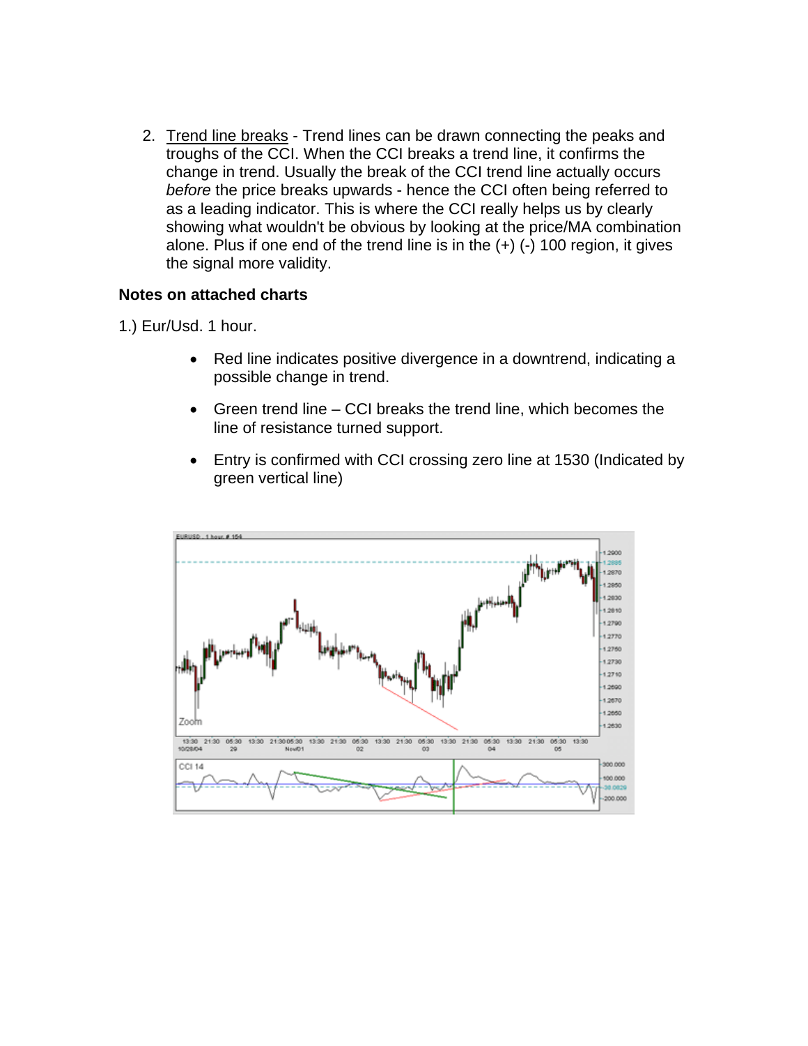2. Trend line breaks - Trend lines can be drawn connecting the peaks and troughs of the CCI. When the CCI breaks a trend line, it confirms the change in trend. Usually the break of the CCI trend line actually occurs *before* the price breaks upwards - hence the CCI often being referred to as a leading indicator. This is where the CCI really helps us by clearly showing what wouldn't be obvious by looking at the price/MA combination alone. Plus if one end of the trend line is in the (+) (-) 100 region, it gives the signal more validity.

**Notes on attached charts**

1.) Eur/Usd. 1 hour.

- Red line indicates positive divergence in a downtrend, indicating a possible change in trend.
- Green trend line – CCI breaks the trend line, which becomes the line of resistance turned support.
- Entry is confirmed with CCI crossing zero line at 1530 (Indicated by green vertical line)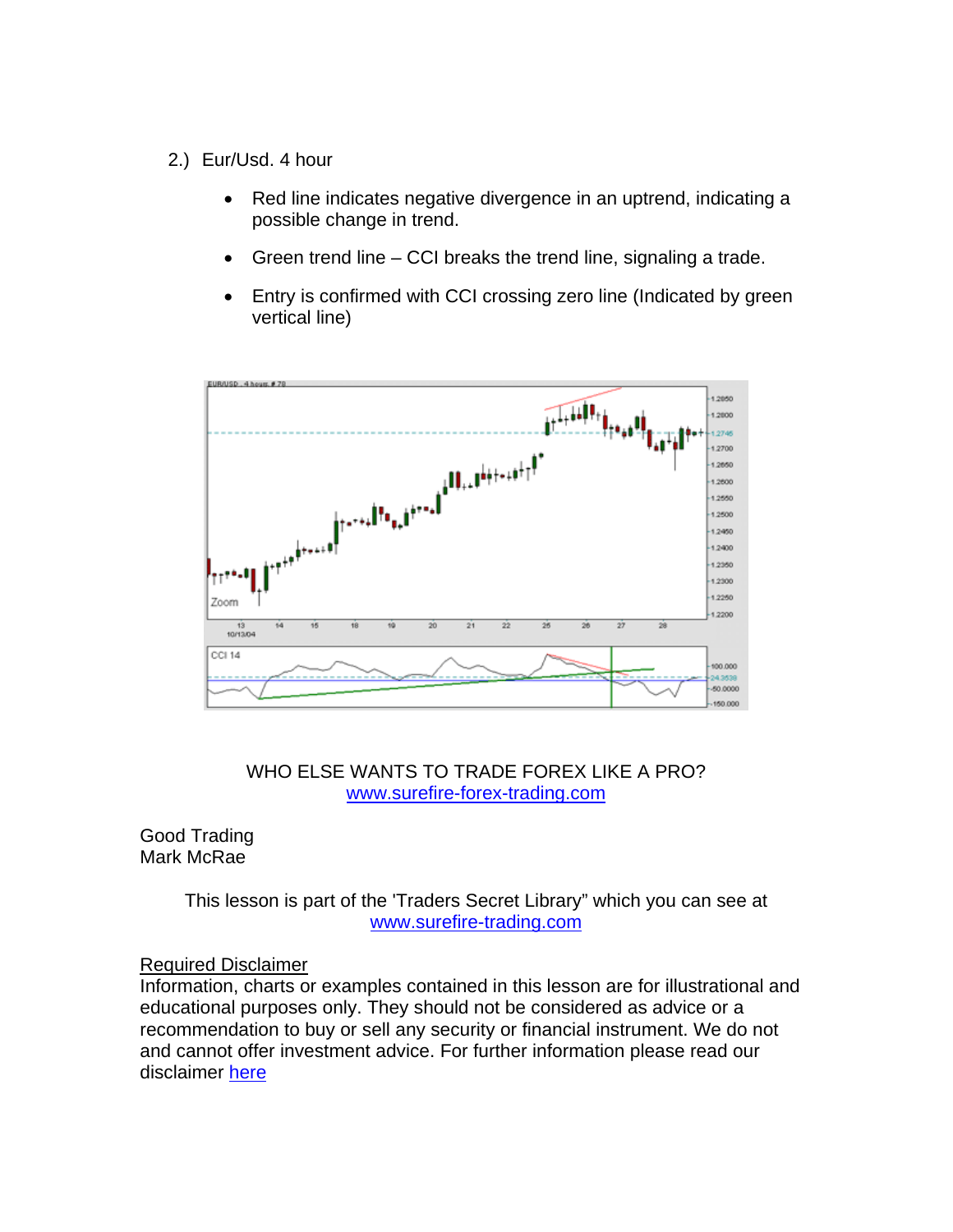2.) Eur/Usd. 4 hour

- Red line indicates negative divergence in an uptrend, indicating a possible change in trend.
- Green trend line – CCI breaks the trend line, signaling a trade.
- Entry is confirmed with CCI crossing zero line (Indicated by green vertical line)

WHO ELSE WANTS TO TRADE FOREX LIKE A PRO?
[www.surefire-forex-trading.com](www.surefire-forex-trading.com)

Good Trading
Mark McRae

This lesson is part of the 'Traders Secret Library" which you can see at [www.surefire-trading.com](www.surefire-trading.com)

Required Disclaimer
Information, charts or examples contained in this lesson are for illustrational and educational purposes only. They should not be considered as advice or a recommendation to buy or sell any security or financial instrument. We do not and cannot offer investment advice. For further information please read our disclaimer here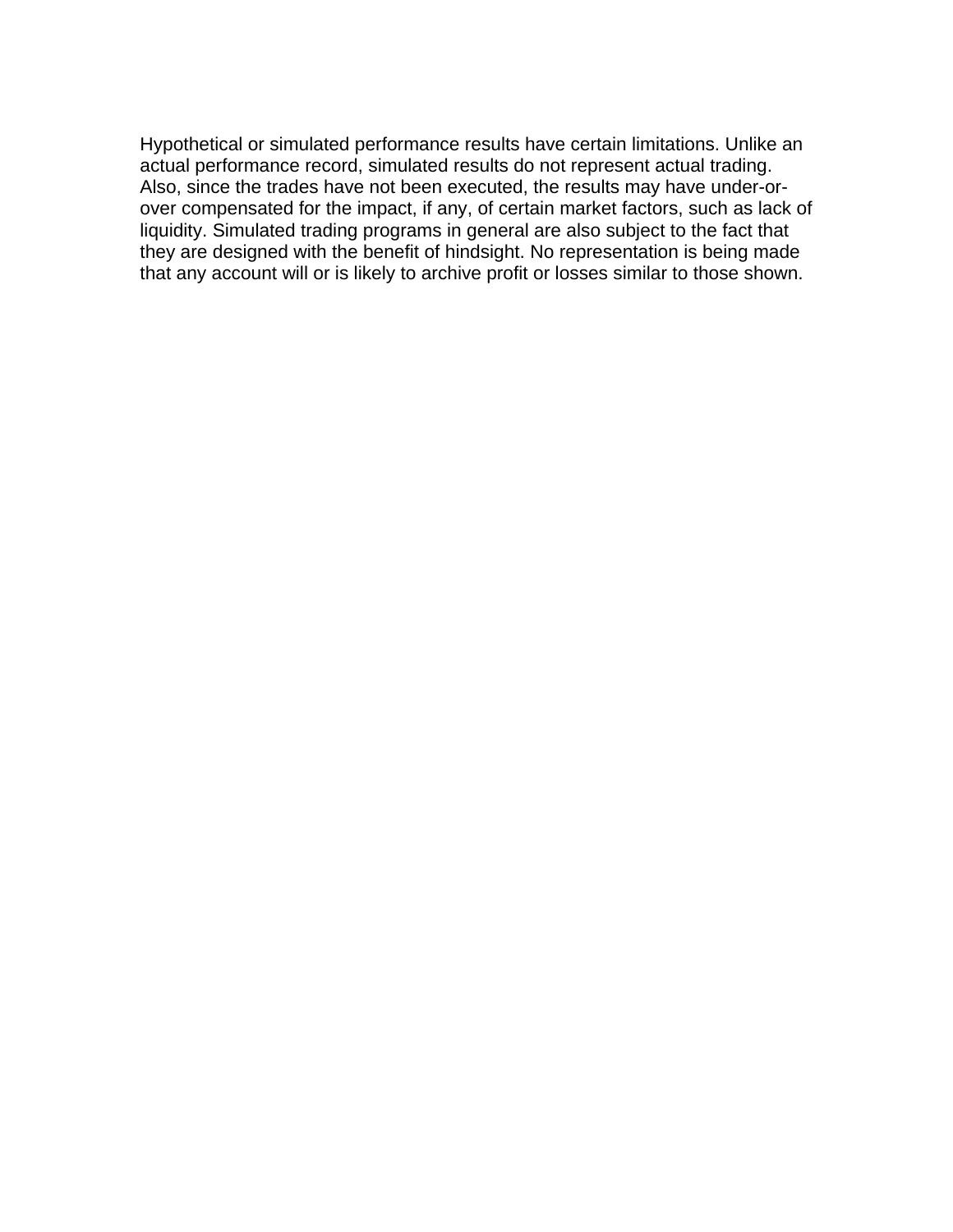Hypothetical or simulated performance results have certain limitations. Unlike an actual performance record, simulated results do not represent actual trading. Also, since the trades have not been executed, the results may have under-or-over compensated for the impact, if any, of certain market factors, such as lack of liquidity. Simulated trading programs in general are also subject to the fact that they are designed with the benefit of hindsight. No representation is being made that any account will or is likely to archive profit or losses similar to those shown.